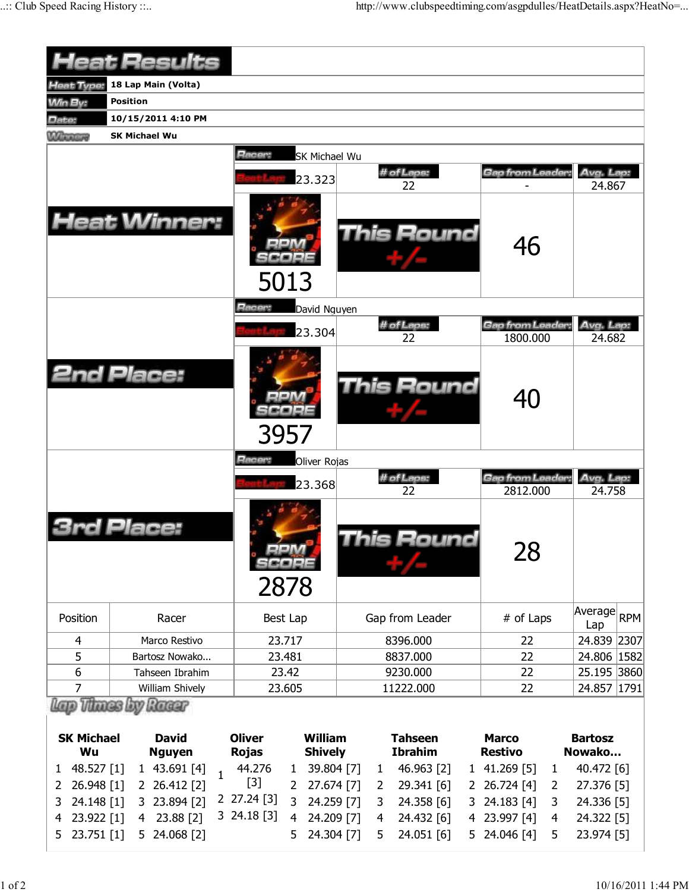# Heat Results

| | |
|---|---|
| **Heat Type:** | **18 Lap Main (Volta)** |
| **Win By:** | **Position** |
| **Date:** | **10/15/2011 4:10 PM** |
| **Winner:** | **SK Michael Wu** |

## Heat Winner:

**Racer:** SK Michael Wu

| Best Lap | # of Laps | Gap from Leader | Avg. Lap |
|---|---|---|---|
| 23.323 | 22 | - | 24.867 |

RPM SCORE: 5013

This Round +/-: 46

## 2nd Place:

**Racer:** David Nguyen

| Best Lap | # of Laps | Gap from Leader | Avg. Lap |
|---|---|---|---|
| 23.304 | 22 | 1800.000 | 24.682 |

RPM SCORE: 3957

This Round +/-: 40

## 3rd Place:

**Racer:** Oliver Rojas

| Best Lap | # of Laps | Gap from Leader | Avg. Lap |
|---|---|---|---|
| 23.368 | 22 | 2812.000 | 24.758 |

RPM SCORE: 2878

This Round +/-: 28

| Position | Racer | Best Lap | Gap from Leader | # of Laps | Average Lap | RPM |
|---|---|---|---|---|---|---|
| 4 | Marco Restivo | 23.717 | 8396.000 | 22 | 24.839 | 2307 |
| 5 | Bartosz Nowako... | 23.481 | 8837.000 | 22 | 24.806 | 1582 |
| 6 | Tahseen Ibrahim | 23.42 | 9230.000 | 22 | 25.195 | 3860 |
| 7 | William Shively | 23.605 | 11222.000 | 22 | 24.857 | 1791 |

## Lap Times by Racer

| SK Michael Wu | | David Nguyen | | Oliver Rojas | | William Shively | | Tahseen Ibrahim | | Marco Restivo | | Bartosz Nowako... | |
|---|---|---|---|---|---|---|---|---|---|---|---|---|---|
| 1 | 48.527 [1] | 1 | 43.691 [4] | 1 | 44.276 [3] | 1 | 39.804 [7] | 1 | 46.963 [2] | 1 | 41.269 [5] | 1 | 40.472 [6] |
| 2 | 26.948 [1] | 2 | 26.412 [2] | 2 | 27.24 [3] | 2 | 27.674 [7] | 2 | 29.341 [6] | 2 | 26.724 [4] | 2 | 27.376 [5] |
| 3 | 24.148 [1] | 3 | 23.894 [2] | 3 | 24.18 [3] | 3 | 24.259 [7] | 3 | 24.358 [6] | 3 | 24.183 [4] | 3 | 24.336 [5] |
| 4 | 23.922 [1] | 4 | 23.88 [2] | | | 4 | 24.209 [7] | 4 | 24.432 [6] | 4 | 23.997 [4] | 4 | 24.322 [5] |
| 5 | 23.751 [1] | 5 | 24.068 [2] | | | 5 | 24.304 [7] | 5 | 24.051 [6] | 5 | 24.046 [4] | 5 | 23.974 [5] |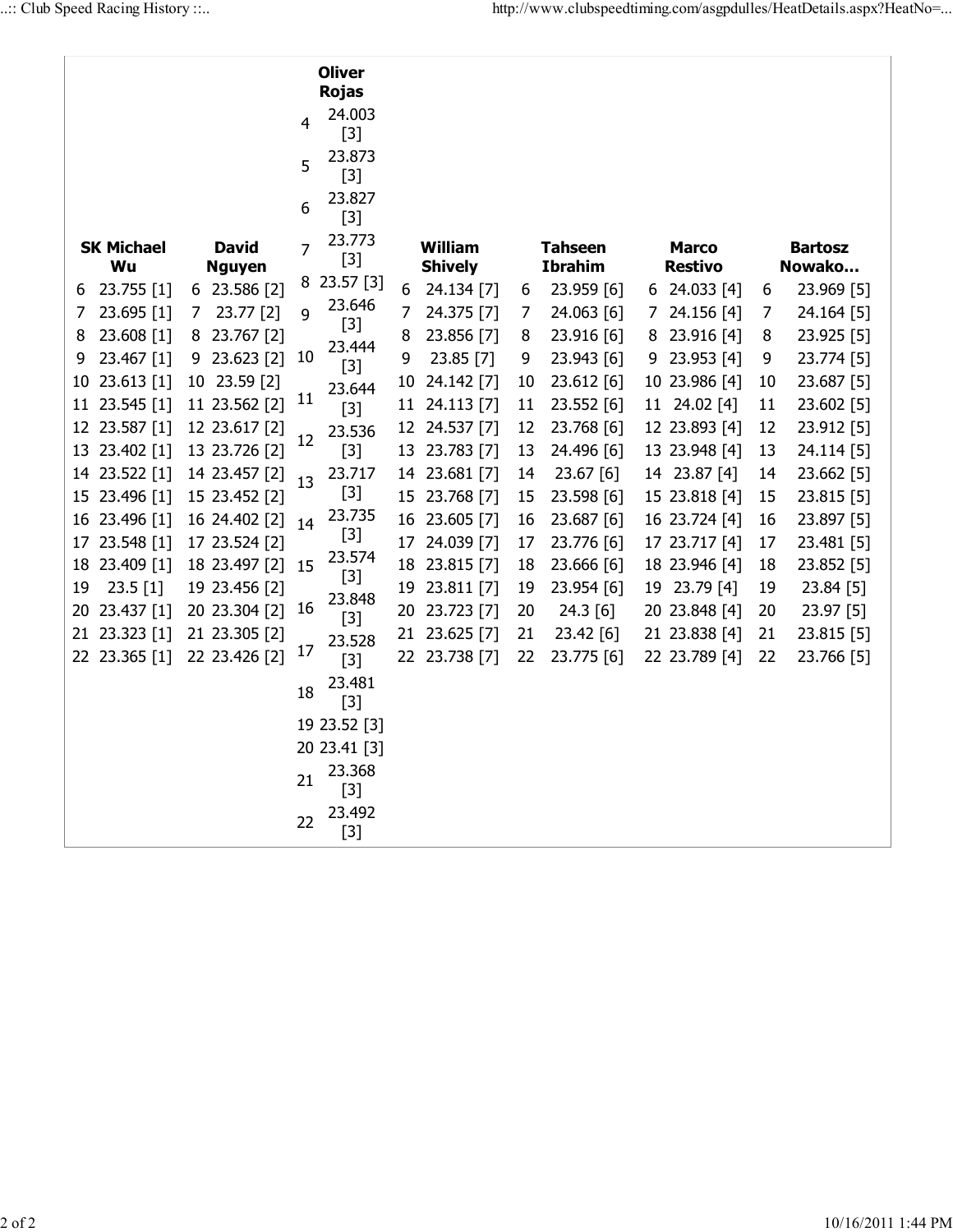| Lap | SK Michael Wu | Lap | David Nguyen | Lap | Oliver Rojas | Lap | William Shively | Lap | Tahseen Ibrahim | Lap | Marco Restivo | Lap | Bartosz Nowako... |
|---|---|---|---|---|---|---|---|---|---|---|---|---|---|
| | | | | 4 | 24.003 [3] | | | | | | | | |
| | | | | 5 | 23.873 [3] | | | | | | | | |
| | | | | 6 | 23.827 [3] | | | | | | | | |
| | | | | 7 | 23.773 [3] | | | | | | | | |
| 6 | 23.755 [1] | 6 | 23.586 [2] | 8 | 23.57 [3] | 6 | 24.134 [7] | 6 | 23.959 [6] | 6 | 24.033 [4] | 6 | 23.969 [5] |
| 7 | 23.695 [1] | 7 | 23.77 [2] | 9 | 23.646 [3] | 7 | 24.375 [7] | 7 | 24.063 [6] | 7 | 24.156 [4] | 7 | 24.164 [5] |
| 8 | 23.608 [1] | 8 | 23.767 [2] | 10 | 23.444 [3] | 8 | 23.856 [7] | 8 | 23.916 [6] | 8 | 23.916 [4] | 8 | 23.925 [5] |
| 9 | 23.467 [1] | 9 | 23.623 [2] | 11 | 23.644 [3] | 9 | 23.85 [7] | 9 | 23.943 [6] | 9 | 23.953 [4] | 9 | 23.774 [5] |
| 10 | 23.613 [1] | 10 | 23.59 [2] | 12 | 23.536 [3] | 10 | 24.142 [7] | 10 | 23.612 [6] | 10 | 23.986 [4] | 10 | 23.687 [5] |
| 11 | 23.545 [1] | 11 | 23.562 [2] | 13 | 23.717 [3] | 11 | 24.113 [7] | 11 | 23.552 [6] | 11 | 24.02 [4] | 11 | 23.602 [5] |
| 12 | 23.587 [1] | 12 | 23.617 [2] | 14 | 23.735 [3] | 12 | 24.537 [7] | 12 | 23.768 [6] | 12 | 23.893 [4] | 12 | 23.912 [5] |
| 13 | 23.402 [1] | 13 | 23.726 [2] | 15 | 23.574 [3] | 13 | 23.783 [7] | 13 | 24.496 [6] | 13 | 23.948 [4] | 13 | 24.114 [5] |
| 14 | 23.522 [1] | 14 | 23.457 [2] | 16 | 23.848 [3] | 14 | 23.681 [7] | 14 | 23.67 [6] | 14 | 23.87 [4] | 14 | 23.662 [5] |
| 15 | 23.496 [1] | 15 | 23.452 [2] | 17 | 23.528 [3] | 15 | 23.768 [7] | 15 | 23.598 [6] | 15 | 23.818 [4] | 15 | 23.815 [5] |
| 16 | 23.496 [1] | 16 | 24.402 [2] | 18 | 23.481 [3] | 16 | 23.605 [7] | 16 | 23.687 [6] | 16 | 23.724 [4] | 16 | 23.897 [5] |
| 17 | 23.548 [1] | 17 | 23.524 [2] | 19 | 23.52 [3] | 17 | 24.039 [7] | 17 | 23.776 [6] | 17 | 23.717 [4] | 17 | 23.481 [5] |
| 18 | 23.409 [1] | 18 | 23.497 [2] | 20 | 23.41 [3] | 18 | 23.815 [7] | 18 | 23.666 [6] | 18 | 23.946 [4] | 18 | 23.852 [5] |
| 19 | 23.5 [1] | 19 | 23.456 [2] | 21 | 23.368 [3] | 19 | 23.811 [7] | 19 | 23.954 [6] | 19 | 23.79 [4] | 19 | 23.84 [5] |
| 20 | 23.437 [1] | 20 | 23.304 [2] | 22 | 23.492 [3] | 20 | 23.723 [7] | 20 | 24.3 [6] | 20 | 23.848 [4] | 20 | 23.97 [5] |
| 21 | 23.323 [1] | 21 | 23.305 [2] | | | 21 | 23.625 [7] | 21 | 23.42 [6] | 21 | 23.838 [4] | 21 | 23.815 [5] |
| 22 | 23.365 [1] | 22 | 23.426 [2] | | | 22 | 23.738 [7] | 22 | 23.775 [6] | 22 | 23.789 [4] | 22 | 23.766 [5] |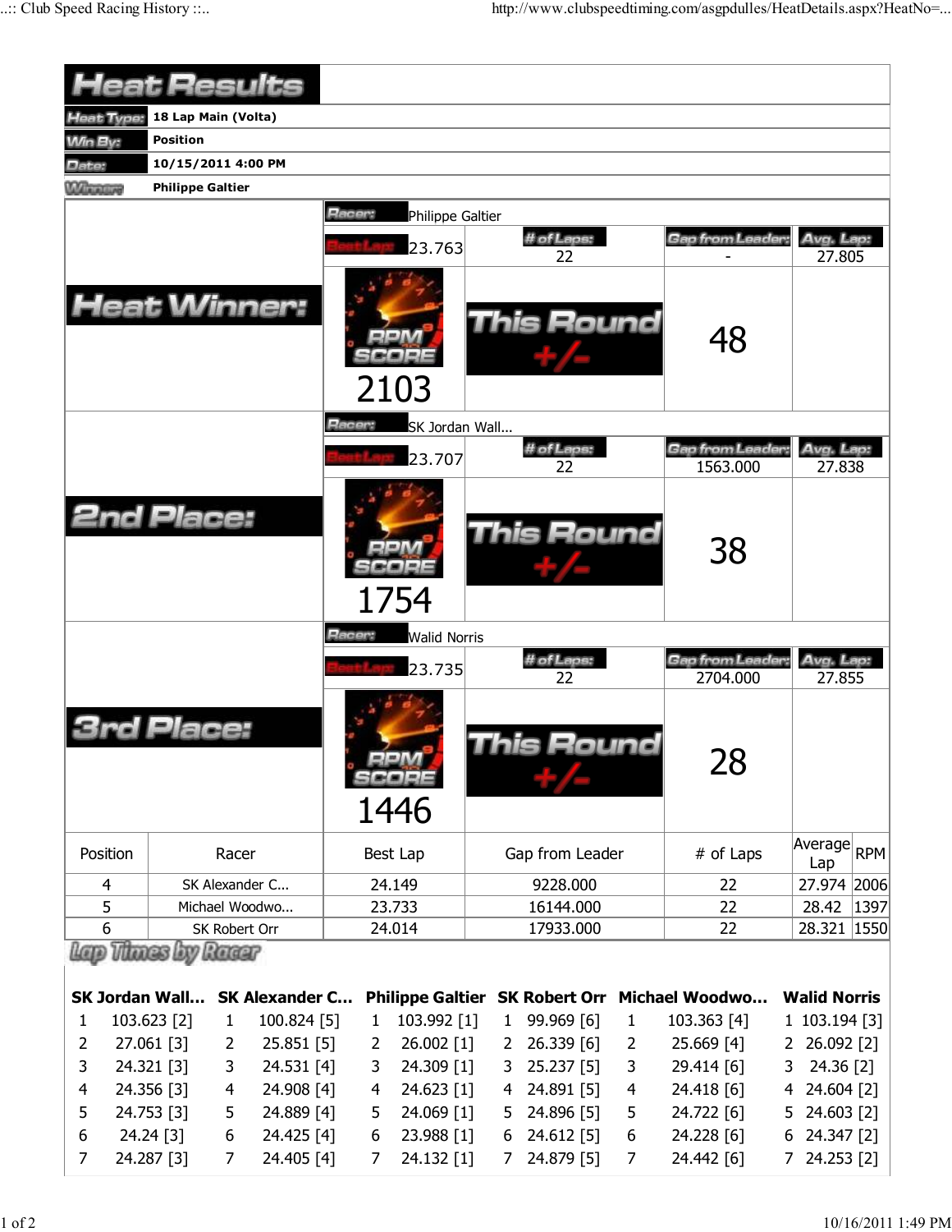# Heat Results

| | |
|---|---|
| Heat Type: | 18 Lap Main (Volta) |
| Win By: | Position |
| Date: | 10/15/2011 4:00 PM |
| Winner: | Philippe Galtier |

## Heat Winner:

Racer: Philippe Galtier

| Best Lap | # of Laps | Gap from Leader | Avg. Lap |
|---|---|---|---|
| 23.763 | 22 | - | 27.805 |

RPM SCORE: 2103

This Round +/-: 48

## 2nd Place:

Racer: SK Jordan Wall...

| Best Lap | # of Laps | Gap from Leader | Avg. Lap |
|---|---|---|---|
| 23.707 | 22 | 1563.000 | 27.838 |

RPM SCORE: 1754

This Round +/-: 38

## 3rd Place:

Racer: Walid Norris

| Best Lap | # of Laps | Gap from Leader | Avg. Lap |
|---|---|---|---|
| 23.735 | 22 | 2704.000 | 27.855 |

RPM SCORE: 1446

This Round +/-: 28

| Position | Racer | Best Lap | Gap from Leader | # of Laps | Average Lap | RPM |
|---|---|---|---|---|---|---|
| 4 | SK Alexander C... | 24.149 | 9228.000 | 22 | 27.974 | 2006 |
| 5 | Michael Woodwo... | 23.733 | 16144.000 | 22 | 28.42 | 1397 |
| 6 | SK Robert Orr | 24.014 | 17933.000 | 22 | 28.321 | 1550 |

## Lap Times by Racer

| SK Jordan Wall... | | SK Alexander C... | | Philippe Galtier | | SK Robert Orr | | Michael Woodwo... | | Walid Norris | |
|---|---|---|---|---|---|---|---|---|---|---|---|
| 1 | 103.623 [2] | 1 | 100.824 [5] | 1 | 103.992 [1] | 1 | 99.969 [6] | 1 | 103.363 [4] | 1 | 103.194 [3] |
| 2 | 27.061 [3] | 2 | 25.851 [5] | 2 | 26.002 [1] | 2 | 26.339 [6] | 2 | 25.669 [4] | 2 | 26.092 [2] |
| 3 | 24.321 [3] | 3 | 24.531 [4] | 3 | 24.309 [1] | 3 | 25.237 [5] | 3 | 29.414 [6] | 3 | 24.36 [2] |
| 4 | 24.356 [3] | 4 | 24.908 [4] | 4 | 24.623 [1] | 4 | 24.891 [5] | 4 | 24.418 [6] | 4 | 24.604 [2] |
| 5 | 24.753 [3] | 5 | 24.889 [4] | 5 | 24.069 [1] | 5 | 24.896 [5] | 5 | 24.722 [6] | 5 | 24.603 [2] |
| 6 | 24.24 [3] | 6 | 24.425 [4] | 6 | 23.988 [1] | 6 | 24.612 [5] | 6 | 24.228 [6] | 6 | 24.347 [2] |
| 7 | 24.287 [3] | 7 | 24.405 [4] | 7 | 24.132 [1] | 7 | 24.879 [5] | 7 | 24.442 [6] | 7 | 24.253 [2] |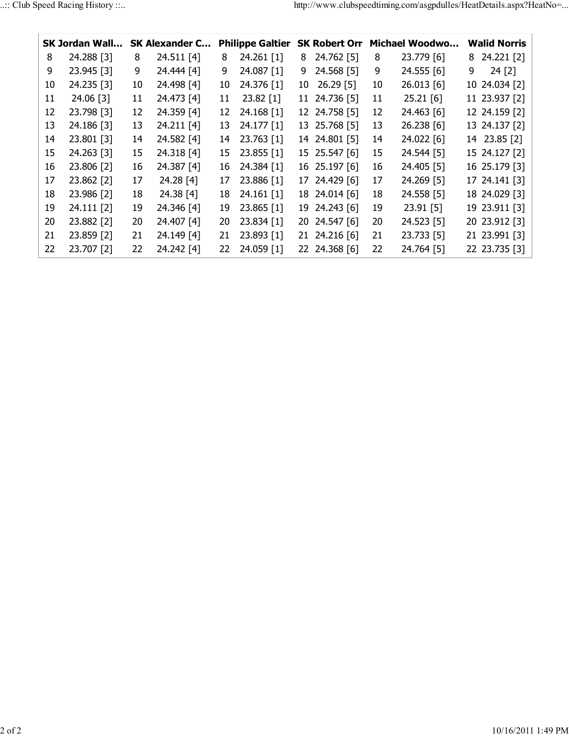| SK Jordan Wall… | | SK Alexander C… | | Philippe Galtier | | SK Robert Orr | | Michael Woodwo… | | Walid Norris | |
|---|---|---|---|---|---|---|---|---|---|---|---|
| 8 | 24.288 [3] | 8 | 24.511 [4] | 8 | 24.261 [1] | 8 | 24.762 [5] | 8 | 23.779 [6] | 8 | 24.221 [2] |
| 9 | 23.945 [3] | 9 | 24.444 [4] | 9 | 24.087 [1] | 9 | 24.568 [5] | 9 | 24.555 [6] | 9 | 24 [2] |
| 10 | 24.235 [3] | 10 | 24.498 [4] | 10 | 24.376 [1] | 10 | 26.29 [5] | 10 | 26.013 [6] | 10 | 24.034 [2] |
| 11 | 24.06 [3] | 11 | 24.473 [4] | 11 | 23.82 [1] | 11 | 24.736 [5] | 11 | 25.21 [6] | 11 | 23.937 [2] |
| 12 | 23.798 [3] | 12 | 24.359 [4] | 12 | 24.168 [1] | 12 | 24.758 [5] | 12 | 24.463 [6] | 12 | 24.159 [2] |
| 13 | 24.186 [3] | 13 | 24.211 [4] | 13 | 24.177 [1] | 13 | 25.768 [5] | 13 | 26.238 [6] | 13 | 24.137 [2] |
| 14 | 23.801 [3] | 14 | 24.582 [4] | 14 | 23.763 [1] | 14 | 24.801 [5] | 14 | 24.022 [6] | 14 | 23.85 [2] |
| 15 | 24.263 [3] | 15 | 24.318 [4] | 15 | 23.855 [1] | 15 | 25.547 [6] | 15 | 24.544 [5] | 15 | 24.127 [2] |
| 16 | 23.806 [2] | 16 | 24.387 [4] | 16 | 24.384 [1] | 16 | 25.197 [6] | 16 | 24.405 [5] | 16 | 25.179 [3] |
| 17 | 23.862 [2] | 17 | 24.28 [4] | 17 | 23.886 [1] | 17 | 24.429 [6] | 17 | 24.269 [5] | 17 | 24.141 [3] |
| 18 | 23.986 [2] | 18 | 24.38 [4] | 18 | 24.161 [1] | 18 | 24.014 [6] | 18 | 24.558 [5] | 18 | 24.029 [3] |
| 19 | 24.111 [2] | 19 | 24.346 [4] | 19 | 23.865 [1] | 19 | 24.243 [6] | 19 | 23.91 [5] | 19 | 23.911 [3] |
| 20 | 23.882 [2] | 20 | 24.407 [4] | 20 | 23.834 [1] | 20 | 24.547 [6] | 20 | 24.523 [5] | 20 | 23.912 [3] |
| 21 | 23.859 [2] | 21 | 24.149 [4] | 21 | 23.893 [1] | 21 | 24.216 [6] | 21 | 23.733 [5] | 21 | 23.991 [3] |
| 22 | 23.707 [2] | 22 | 24.242 [4] | 22 | 24.059 [1] | 22 | 24.368 [6] | 22 | 24.764 [5] | 22 | 23.735 [3] |